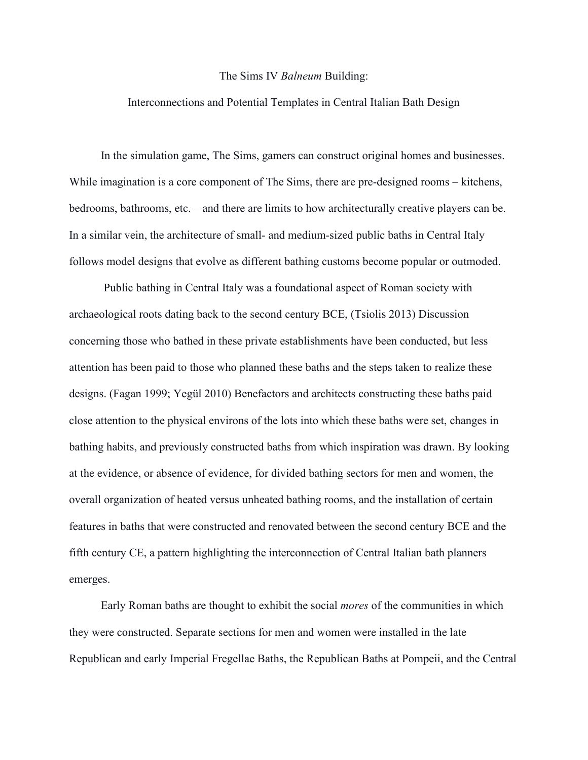The Sims IV *Balneum* Building:

Interconnections and Potential Templates in Central Italian Bath Design

In the simulation game, The Sims, gamers can construct original homes and businesses. While imagination is a core component of The Sims, there are pre-designed rooms – kitchens, bedrooms, bathrooms, etc. – and there are limits to how architecturally creative players can be. In a similar vein, the architecture of small- and medium-sized public baths in Central Italy follows model designs that evolve as different bathing customs become popular or outmoded.

Public bathing in Central Italy was a foundational aspect of Roman society with archaeological roots dating back to the second century BCE, (Tsiolis 2013) Discussion concerning those who bathed in these private establishments have been conducted, but less attention has been paid to those who planned these baths and the steps taken to realize these designs. (Fagan 1999; Yegül 2010) Benefactors and architects constructing these baths paid close attention to the physical environs of the lots into which these baths were set, changes in bathing habits, and previously constructed baths from which inspiration was drawn. By looking at the evidence, or absence of evidence, for divided bathing sectors for men and women, the overall organization of heated versus unheated bathing rooms, and the installation of certain features in baths that were constructed and renovated between the second century BCE and the fifth century CE, a pattern highlighting the interconnection of Central Italian bath planners emerges.

Early Roman baths are thought to exhibit the social *mores* of the communities in which they were constructed. Separate sections for men and women were installed in the late Republican and early Imperial Fregellae Baths, the Republican Baths at Pompeii, and the Central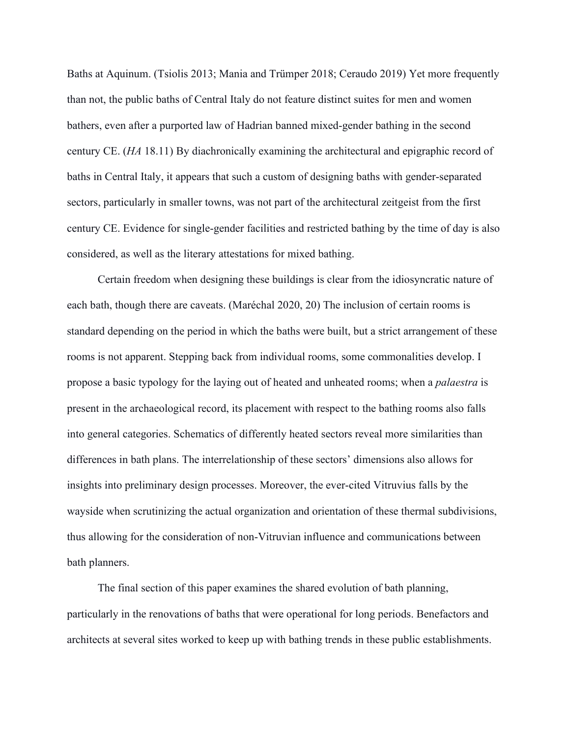Baths at Aquinum. (Tsiolis 2013; Mania and Trümper 2018; Ceraudo 2019) Yet more frequently than not, the public baths of Central Italy do not feature distinct suites for men and women bathers, even after a purported law of Hadrian banned mixed-gender bathing in the second century CE. (*HA* 18.11) By diachronically examining the architectural and epigraphic record of baths in Central Italy, it appears that such a custom of designing baths with gender-separated sectors, particularly in smaller towns, was not part of the architectural zeitgeist from the first century CE. Evidence for single-gender facilities and restricted bathing by the time of day is also considered, as well as the literary attestations for mixed bathing.

Certain freedom when designing these buildings is clear from the idiosyncratic nature of each bath, though there are caveats. (Maréchal 2020, 20) The inclusion of certain rooms is standard depending on the period in which the baths were built, but a strict arrangement of these rooms is not apparent. Stepping back from individual rooms, some commonalities develop. I propose a basic typology for the laying out of heated and unheated rooms; when a *palaestra* is present in the archaeological record, its placement with respect to the bathing rooms also falls into general categories. Schematics of differently heated sectors reveal more similarities than differences in bath plans. The interrelationship of these sectors' dimensions also allows for insights into preliminary design processes. Moreover, the ever-cited Vitruvius falls by the wayside when scrutinizing the actual organization and orientation of these thermal subdivisions, thus allowing for the consideration of non-Vitruvian influence and communications between bath planners.

The final section of this paper examines the shared evolution of bath planning, particularly in the renovations of baths that were operational for long periods. Benefactors and architects at several sites worked to keep up with bathing trends in these public establishments.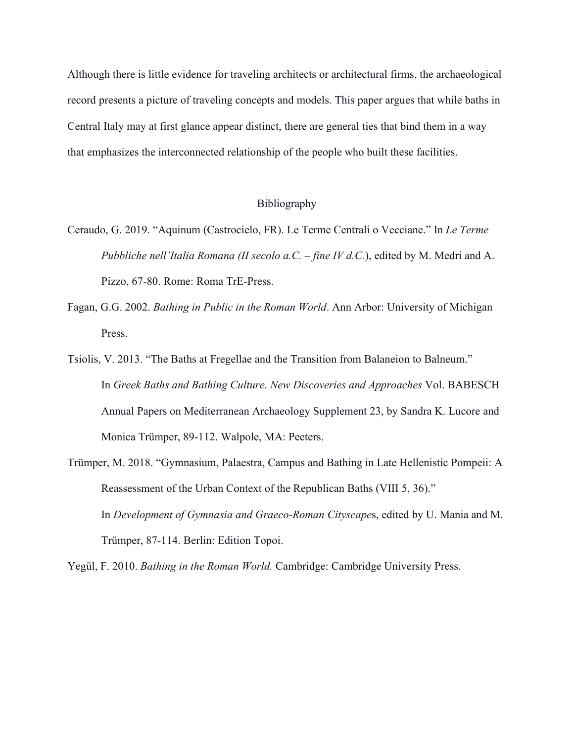Although there is little evidence for traveling architects or architectural firms, the archaeological record presents a picture of traveling concepts and models. This paper argues that while baths in Central Italy may at first glance appear distinct, there are general ties that bind them in a way that emphasizes the interconnected relationship of the people who built these facilities.

## Bibliography

Ceraudo, G. 2019. "Aquinum (Castrocielo, FR). Le Terme Centrali o Vecciane." In *Le Terme Pubbliche nell'Italia Romana (II secolo a.C. – fine IV d.C.)*, edited by M. Medri and A. Pizzo, 67-80. Rome: Roma TrE-Press.

Fagan, G.G. 2002. *Bathing in Public in the Roman World*. Ann Arbor: University of Michigan Press.

Tsiolis, V. 2013. "The Baths at Fregellae and the Transition from Balaneion to Balneum." In *Greek Baths and Bathing Culture. New Discoveries and Approaches* Vol. BABESCH Annual Papers on Mediterranean Archaeology Supplement 23, by Sandra K. Lucore and Monica Trümper, 89-112. Walpole, MA: Peeters.

Trümper, M. 2018. "Gymnasium, Palaestra, Campus and Bathing in Late Hellenistic Pompeii: A Reassessment of the Urban Context of the Republican Baths (VIII 5, 36)." In *Development of Gymnasia and Graeco-Roman Cityscapes*, edited by U. Mania and M. Trümper, 87-114. Berlin: Edition Topoi.

Yegül, F. 2010. *Bathing in the Roman World.* Cambridge: Cambridge University Press.